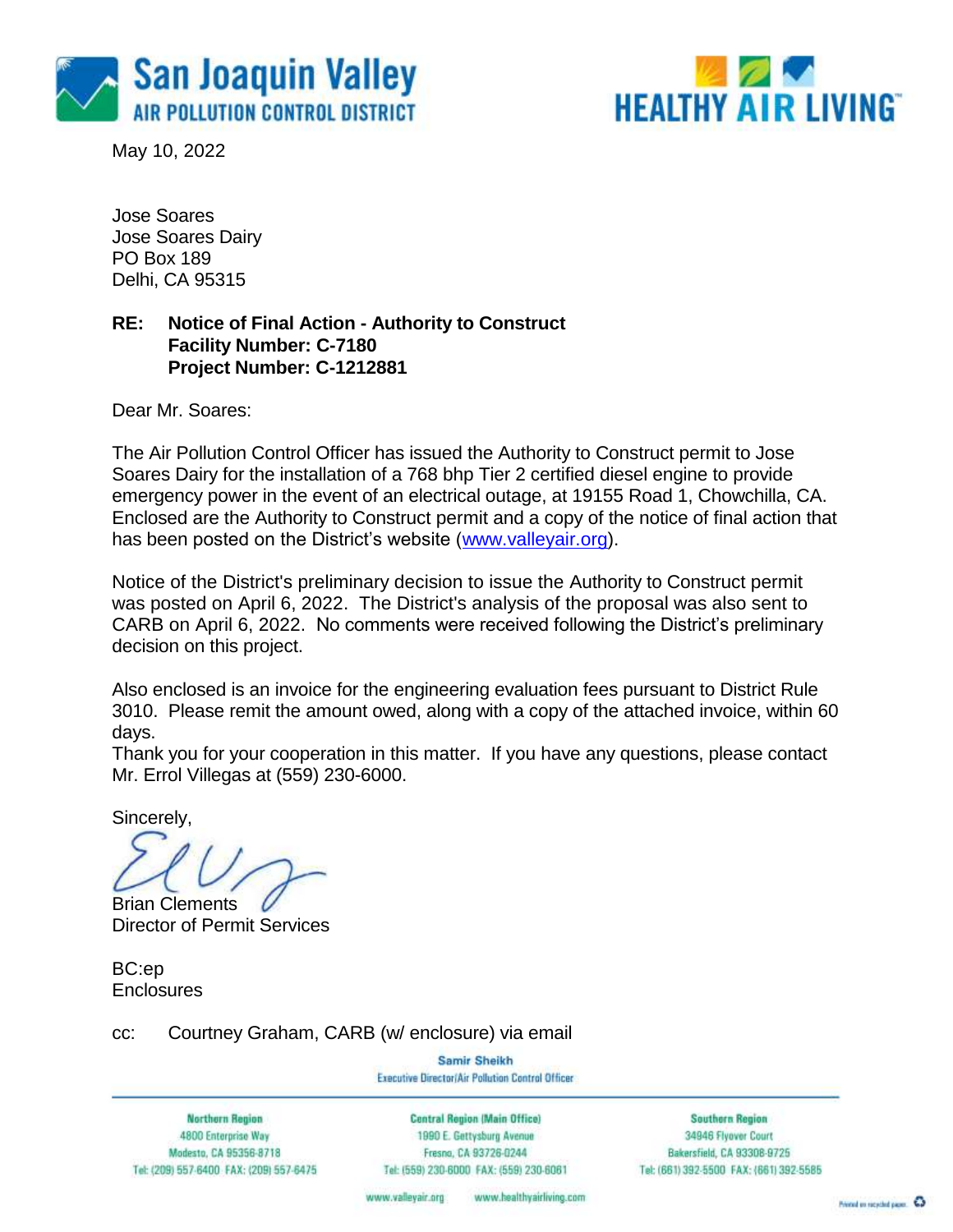San Joaquin Valley
AIR POLLUTION CONTROL DISTRICT

HEALTHY AIR LIVING™

May 10, 2022

Jose Soares
Jose Soares Dairy
PO Box 189
Delhi, CA 95315

**RE: Notice of Final Action - Authority to Construct**
**Facility Number: C-7180**
**Project Number: C-1212881**

Dear Mr. Soares:

The Air Pollution Control Officer has issued the Authority to Construct permit to Jose Soares Dairy for the installation of a 768 bhp Tier 2 certified diesel engine to provide emergency power in the event of an electrical outage, at 19155 Road 1, Chowchilla, CA. Enclosed are the Authority to Construct permit and a copy of the notice of final action that has been posted on the District's website (www.valleyair.org).

Notice of the District's preliminary decision to issue the Authority to Construct permit was posted on April 6, 2022. The District's analysis of the proposal was also sent to CARB on April 6, 2022. No comments were received following the District's preliminary decision on this project.

Also enclosed is an invoice for the engineering evaluation fees pursuant to District Rule 3010. Please remit the amount owed, along with a copy of the attached invoice, within 60 days.
Thank you for your cooperation in this matter. If you have any questions, please contact Mr. Errol Villegas at (559) 230-6000.

Sincerely,

Brian Clements
Director of Permit Services

BC:ep
Enclosures

cc: Courtney Graham, CARB (w/ enclosure) via email

Samir Sheikh
Executive Director/Air Pollution Control Officer

| Northern Region | Central Region (Main Office) | Southern Region |
|---|---|---|
| 4800 Enterprise Way | 1990 E. Gettysburg Avenue | 34946 Flyover Court |
| Modesto, CA 95356-8718 | Fresno, CA 93726-0244 | Bakersfield, CA 93308-9725 |
| Tel: (209) 557-6400 FAX: (209) 557-6475 | Tel: (559) 230-6000 FAX: (559) 230-6061 | Tel: (661) 392-5500 FAX: (661) 392-5585 |

www.valleyair.org www.healthyairliving.com

Printed on recycled paper.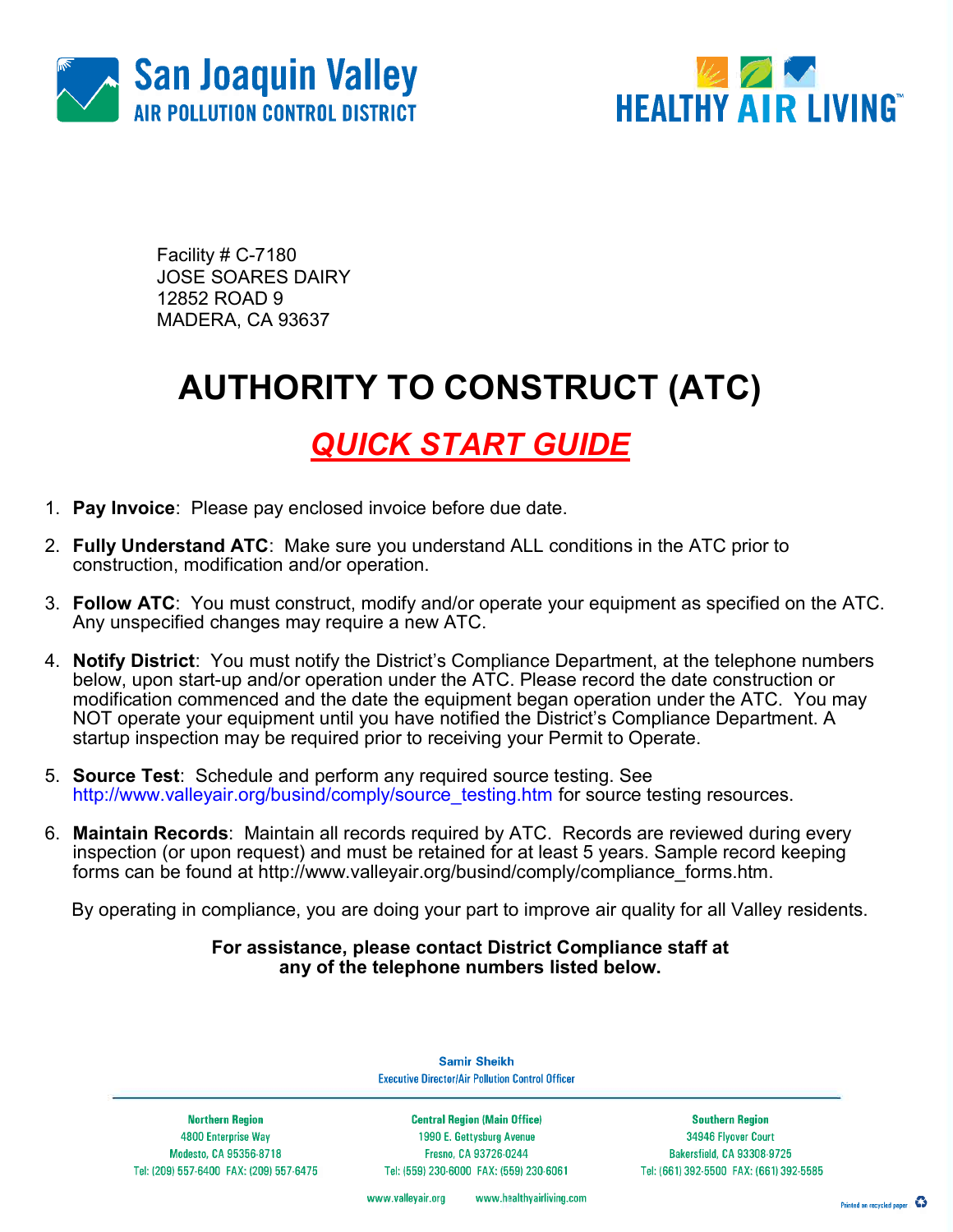San Joaquin Valley
AIR POLLUTION CONTROL DISTRICT

HEALTHY AIR LIVING™

Facility # C-7180
JOSE SOARES DAIRY
12852 ROAD 9
MADERA, CA 93637

# AUTHORITY TO CONSTRUCT (ATC)

## *QUICK START GUIDE*

1. **Pay Invoice**: Please pay enclosed invoice before due date.
2. **Fully Understand ATC**: Make sure you understand ALL conditions in the ATC prior to construction, modification and/or operation.
3. **Follow ATC**: You must construct, modify and/or operate your equipment as specified on the ATC. Any unspecified changes may require a new ATC.
4. **Notify District**: You must notify the District's Compliance Department, at the telephone numbers below, upon start-up and/or operation under the ATC. Please record the date construction or modification commenced and the date the equipment began operation under the ATC. You may NOT operate your equipment until you have notified the District's Compliance Department. A startup inspection may be required prior to receiving your Permit to Operate.
5. **Source Test**: Schedule and perform any required source testing. See http://www.valleyair.org/busind/comply/source_testing.htm for source testing resources.
6. **Maintain Records**: Maintain all records required by ATC. Records are reviewed during every inspection (or upon request) and must be retained for at least 5 years. Sample record keeping forms can be found at http://www.valleyair.org/busind/comply/compliance_forms.htm.

By operating in compliance, you are doing your part to improve air quality for all Valley residents.

**For assistance, please contact District Compliance staff at any of the telephone numbers listed below.**

Samir Sheikh
Executive Director/Air Pollution Control Officer

| Northern Region | Central Region (Main Office) | Southern Region |
|---|---|---|
| 4800 Enterprise Way | 1990 E. Gettysburg Avenue | 34946 Flyover Court |
| Modesto, CA 95356-8718 | Fresno, CA 93726-0244 | Bakersfield, CA 93308-9725 |
| Tel: (209) 557-6400 FAX: (209) 557-6475 | Tel: (559) 230-6000 FAX: (559) 230-6061 | Tel: (661) 392-5500 FAX: (661) 392-5585 |

www.valleyair.org www.healthyairliving.com

Printed on recycled paper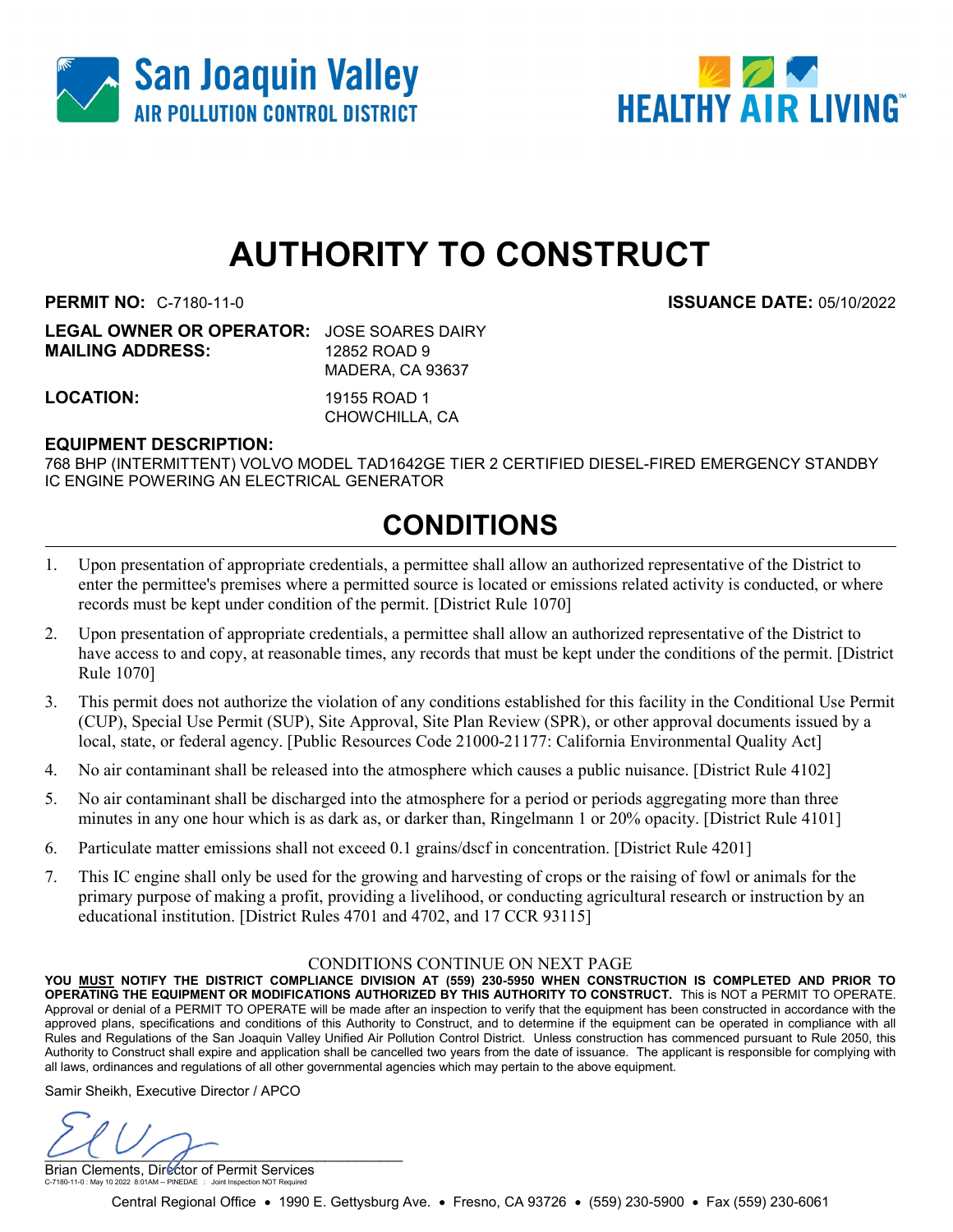San Joaquin Valley
AIR POLLUTION CONTROL DISTRICT

HEALTHY AIR LIVING™

# AUTHORITY TO CONSTRUCT

**PERMIT NO:** C-7180-11-0 **ISSUANCE DATE:** 05/10/2022

**LEGAL OWNER OR OPERATOR:** JOSE SOARES DAIRY
**MAILING ADDRESS:** 12852 ROAD 9
MADERA, CA 93637

**LOCATION:** 19155 ROAD 1
CHOWCHILLA, CA

**EQUIPMENT DESCRIPTION:**
768 BHP (INTERMITTENT) VOLVO MODEL TAD1642GE TIER 2 CERTIFIED DIESEL-FIRED EMERGENCY STANDBY IC ENGINE POWERING AN ELECTRICAL GENERATOR

## CONDITIONS

1. Upon presentation of appropriate credentials, a permittee shall allow an authorized representative of the District to enter the permittee's premises where a permitted source is located or emissions related activity is conducted, or where records must be kept under condition of the permit. [District Rule 1070]
2. Upon presentation of appropriate credentials, a permittee shall allow an authorized representative of the District to have access to and copy, at reasonable times, any records that must be kept under the conditions of the permit. [District Rule 1070]
3. This permit does not authorize the violation of any conditions established for this facility in the Conditional Use Permit (CUP), Special Use Permit (SUP), Site Approval, Site Plan Review (SPR), or other approval documents issued by a local, state, or federal agency. [Public Resources Code 21000-21177: California Environmental Quality Act]
4. No air contaminant shall be released into the atmosphere which causes a public nuisance. [District Rule 4102]
5. No air contaminant shall be discharged into the atmosphere for a period or periods aggregating more than three minutes in any one hour which is as dark as, or darker than, Ringelmann 1 or 20% opacity. [District Rule 4101]
6. Particulate matter emissions shall not exceed 0.1 grains/dscf in concentration. [District Rule 4201]
7. This IC engine shall only be used for the growing and harvesting of crops or the raising of fowl or animals for the primary purpose of making a profit, providing a livelihood, or conducting agricultural research or instruction by an educational institution. [District Rules 4701 and 4702, and 17 CCR 93115]

CONDITIONS CONTINUE ON NEXT PAGE

**YOU MUST NOTIFY THE DISTRICT COMPLIANCE DIVISION AT (559) 230-5950 WHEN CONSTRUCTION IS COMPLETED AND PRIOR TO OPERATING THE EQUIPMENT OR MODIFICATIONS AUTHORIZED BY THIS AUTHORITY TO CONSTRUCT.** This is NOT a PERMIT TO OPERATE. Approval or denial of a PERMIT TO OPERATE will be made after an inspection to verify that the equipment has been constructed in accordance with the approved plans, specifications and conditions of this Authority to Construct, and to determine if the equipment can be operated in compliance with all Rules and Regulations of the San Joaquin Valley Unified Air Pollution Control District. Unless construction has commenced pursuant to Rule 2050, this Authority to Construct shall expire and application shall be cancelled two years from the date of issuance. The applicant is responsible for complying with all laws, ordinances and regulations of all other governmental agencies which may pertain to the above equipment.

Samir Sheikh, Executive Director / APCO

Brian Clements, Director of Permit Services

C-7180-11-0 : May 10 2022 8:01AM -- PINEDAE : Joint Inspection NOT Required

Central Regional Office • 1990 E. Gettysburg Ave. • Fresno, CA 93726 • (559) 230-5900 • Fax (559) 230-6061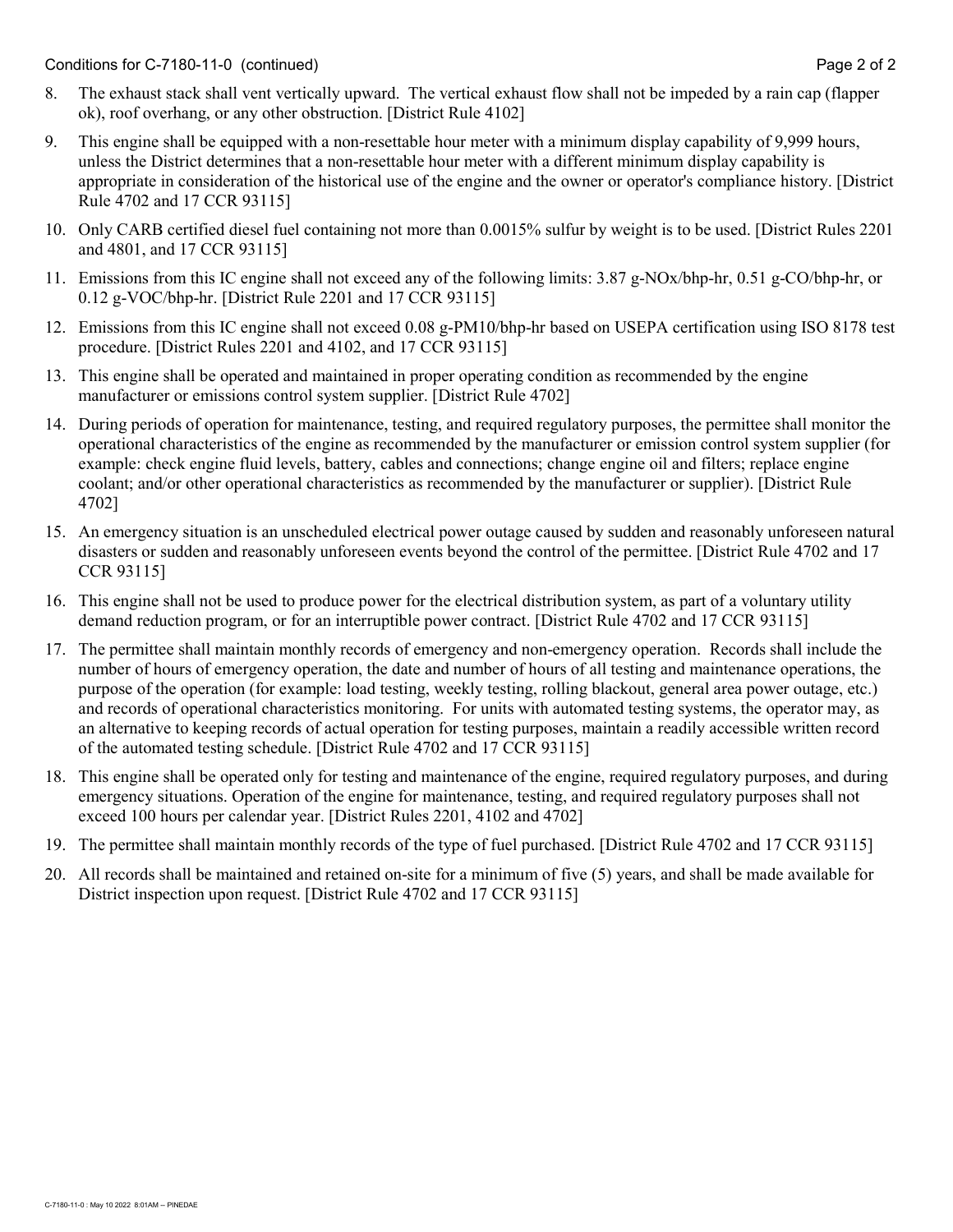8. The exhaust stack shall vent vertically upward. The vertical exhaust flow shall not be impeded by a rain cap (flapper ok), roof overhang, or any other obstruction. [District Rule 4102]
9. This engine shall be equipped with a non-resettable hour meter with a minimum display capability of 9,999 hours, unless the District determines that a non-resettable hour meter with a different minimum display capability is appropriate in consideration of the historical use of the engine and the owner or operator's compliance history. [District Rule 4702 and 17 CCR 93115]
10. Only CARB certified diesel fuel containing not more than 0.0015% sulfur by weight is to be used. [District Rules 2201 and 4801, and 17 CCR 93115]
11. Emissions from this IC engine shall not exceed any of the following limits: 3.87 g-NOx/bhp-hr, 0.51 g-CO/bhp-hr, or 0.12 g-VOC/bhp-hr. [District Rule 2201 and 17 CCR 93115]
12. Emissions from this IC engine shall not exceed 0.08 g-PM10/bhp-hr based on USEPA certification using ISO 8178 test procedure. [District Rules 2201 and 4102, and 17 CCR 93115]
13. This engine shall be operated and maintained in proper operating condition as recommended by the engine manufacturer or emissions control system supplier. [District Rule 4702]
14. During periods of operation for maintenance, testing, and required regulatory purposes, the permittee shall monitor the operational characteristics of the engine as recommended by the manufacturer or emission control system supplier (for example: check engine fluid levels, battery, cables and connections; change engine oil and filters; replace engine coolant; and/or other operational characteristics as recommended by the manufacturer or supplier). [District Rule 4702]
15. An emergency situation is an unscheduled electrical power outage caused by sudden and reasonably unforeseen natural disasters or sudden and reasonably unforeseen events beyond the control of the permittee. [District Rule 4702 and 17 CCR 93115]
16. This engine shall not be used to produce power for the electrical distribution system, as part of a voluntary utility demand reduction program, or for an interruptible power contract. [District Rule 4702 and 17 CCR 93115]
17. The permittee shall maintain monthly records of emergency and non-emergency operation. Records shall include the number of hours of emergency operation, the date and number of hours of all testing and maintenance operations, the purpose of the operation (for example: load testing, weekly testing, rolling blackout, general area power outage, etc.) and records of operational characteristics monitoring. For units with automated testing systems, the operator may, as an alternative to keeping records of actual operation for testing purposes, maintain a readily accessible written record of the automated testing schedule. [District Rule 4702 and 17 CCR 93115]
18. This engine shall be operated only for testing and maintenance of the engine, required regulatory purposes, and during emergency situations. Operation of the engine for maintenance, testing, and required regulatory purposes shall not exceed 100 hours per calendar year. [District Rules 2201, 4102 and 4702]
19. The permittee shall maintain monthly records of the type of fuel purchased. [District Rule 4702 and 17 CCR 93115]
20. All records shall be maintained and retained on-site for a minimum of five (5) years, and shall be made available for District inspection upon request. [District Rule 4702 and 17 CCR 93115]